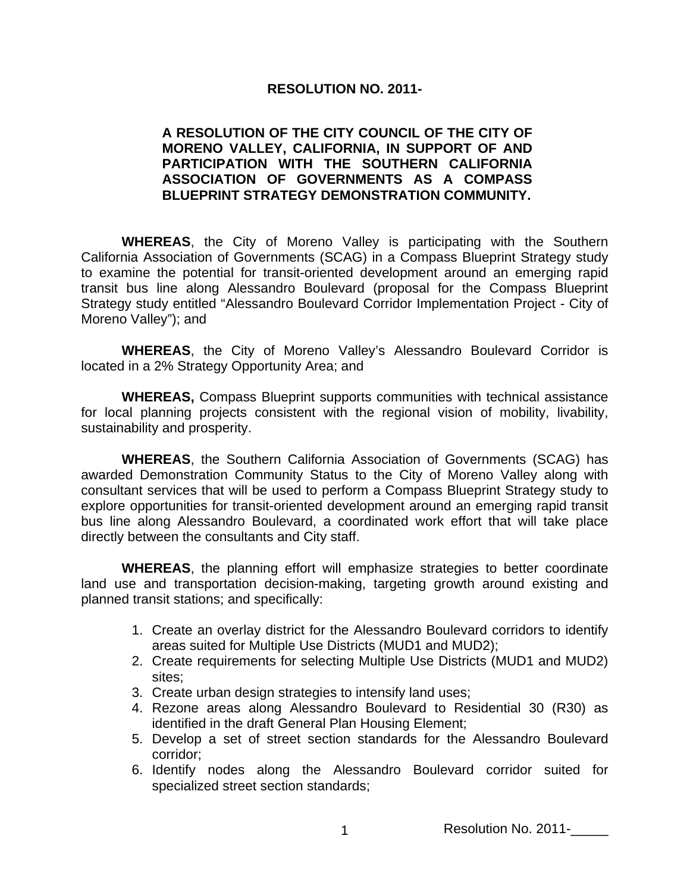**RESOLUTION NO. 2011-**

**A RESOLUTION OF THE CITY COUNCIL OF THE CITY OF MORENO VALLEY, CALIFORNIA, IN SUPPORT OF AND PARTICIPATION WITH THE SOUTHERN CALIFORNIA ASSOCIATION OF GOVERNMENTS AS A COMPASS BLUEPRINT STRATEGY DEMONSTRATION COMMUNITY.**

**WHEREAS**, the City of Moreno Valley is participating with the Southern California Association of Governments (SCAG) in a Compass Blueprint Strategy study to examine the potential for transit-oriented development around an emerging rapid transit bus line along Alessandro Boulevard (proposal for the Compass Blueprint Strategy study entitled "Alessandro Boulevard Corridor Implementation Project - City of Moreno Valley"); and

**WHEREAS**, the City of Moreno Valley's Alessandro Boulevard Corridor is located in a 2% Strategy Opportunity Area; and

**WHEREAS,** Compass Blueprint supports communities with technical assistance for local planning projects consistent with the regional vision of mobility, livability, sustainability and prosperity.

**WHEREAS**, the Southern California Association of Governments (SCAG) has awarded Demonstration Community Status to the City of Moreno Valley along with consultant services that will be used to perform a Compass Blueprint Strategy study to explore opportunities for transit-oriented development around an emerging rapid transit bus line along Alessandro Boulevard, a coordinated work effort that will take place directly between the consultants and City staff.

**WHEREAS**, the planning effort will emphasize strategies to better coordinate land use and transportation decision-making, targeting growth around existing and planned transit stations; and specifically:

1. Create an overlay district for the Alessandro Boulevard corridors to identify areas suited for Multiple Use Districts (MUD1 and MUD2);
2. Create requirements for selecting Multiple Use Districts (MUD1 and MUD2) sites;
3. Create urban design strategies to intensify land uses;
4. Rezone areas along Alessandro Boulevard to Residential 30 (R30) as identified in the draft General Plan Housing Element;
5. Develop a set of street section standards for the Alessandro Boulevard corridor;
6. Identify nodes along the Alessandro Boulevard corridor suited for specialized street section standards;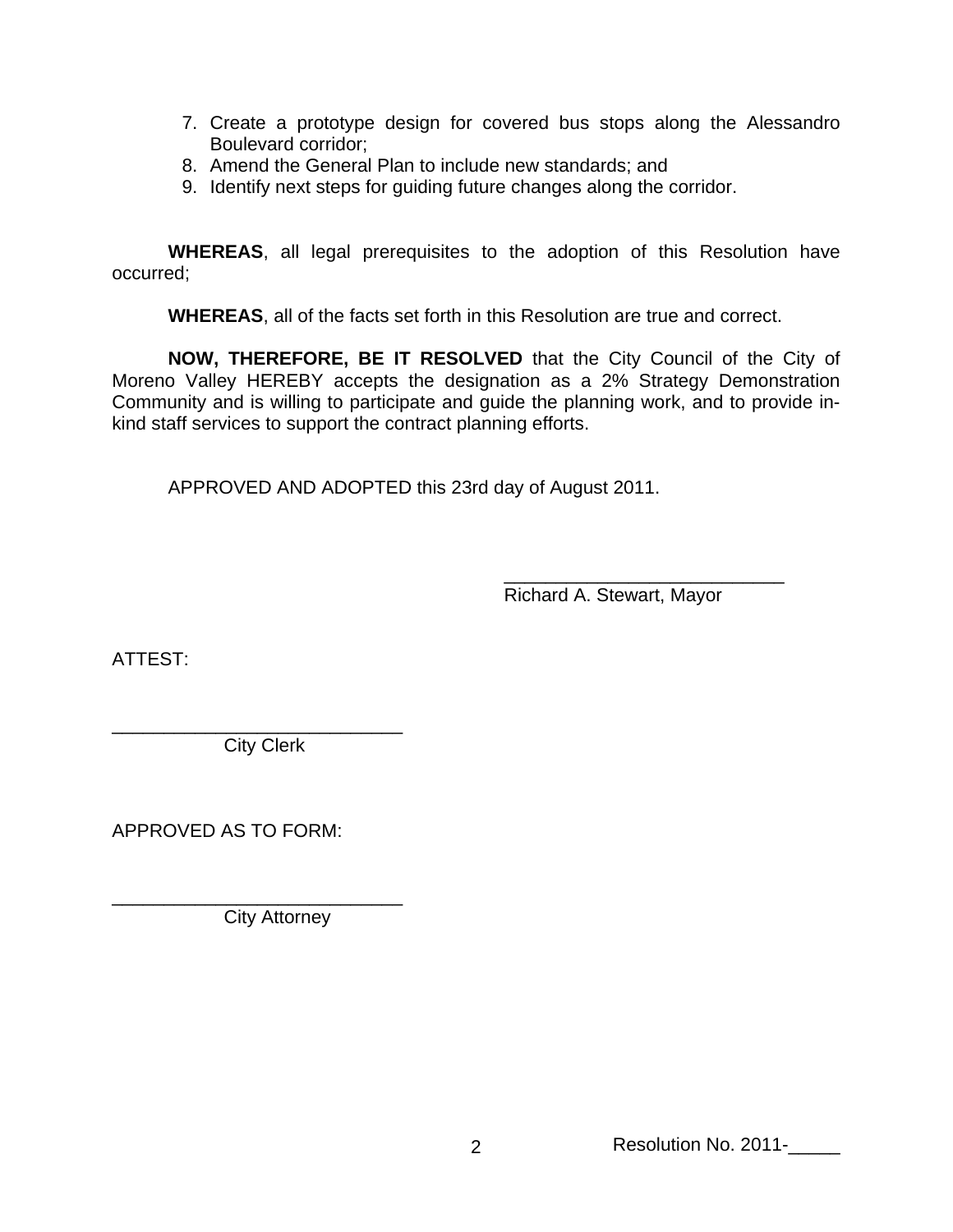7. Create a prototype design for covered bus stops along the Alessandro Boulevard corridor;
8. Amend the General Plan to include new standards; and
9. Identify next steps for guiding future changes along the corridor.

**WHEREAS**, all legal prerequisites to the adoption of this Resolution have occurred;

**WHEREAS**, all of the facts set forth in this Resolution are true and correct.

**NOW, THEREFORE, BE IT RESOLVED** that the City Council of the City of Moreno Valley HEREBY accepts the designation as a 2% Strategy Demonstration Community and is willing to participate and guide the planning work, and to provide in-kind staff services to support the contract planning efforts.

APPROVED AND ADOPTED this 23rd day of August 2011.

___________________________
Richard A. Stewart, Mayor

ATTEST:

____________________________
City Clerk

APPROVED AS TO FORM:

____________________________
City Attorney

Resolution No. 2011-_____